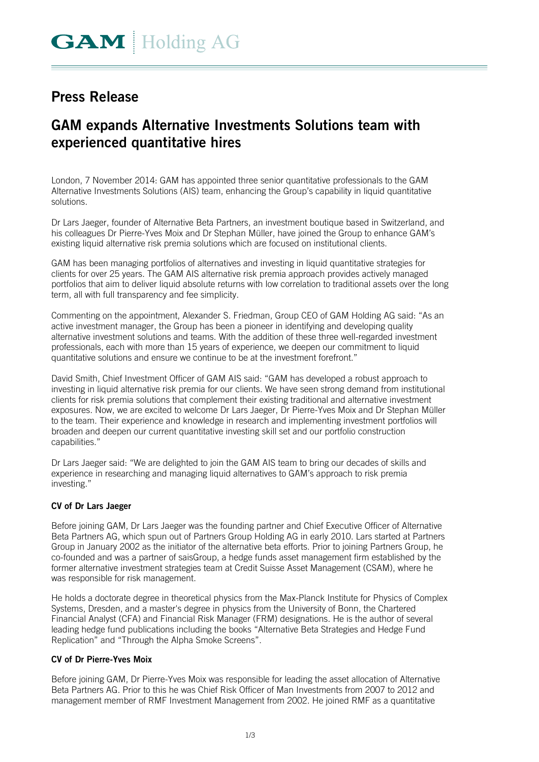# Press Release

## GAM expands Alternative Investments Solutions team with experienced quantitative hires

London, 7 November 2014: GAM has appointed three senior quantitative professionals to the GAM Alternative Investments Solutions (AIS) team, enhancing the Group's capability in liquid quantitative solutions.

Dr Lars Jaeger, founder of Alternative Beta Partners, an investment boutique based in Switzerland, and his colleagues Dr Pierre-Yves Moix and Dr Stephan Müller, have joined the Group to enhance GAM's existing liquid alternative risk premia solutions which are focused on institutional clients.

GAM has been managing portfolios of alternatives and investing in liquid quantitative strategies for clients for over 25 years. The GAM AIS alternative risk premia approach provides actively managed portfolios that aim to deliver liquid absolute returns with low correlation to traditional assets over the long term, all with full transparency and fee simplicity.

Commenting on the appointment, Alexander S. Friedman, Group CEO of GAM Holding AG said: "As an active investment manager, the Group has been a pioneer in identifying and developing quality alternative investment solutions and teams. With the addition of these three well-regarded investment professionals, each with more than 15 years of experience, we deepen our commitment to liquid quantitative solutions and ensure we continue to be at the investment forefront."

David Smith, Chief Investment Officer of GAM AIS said: "GAM has developed a robust approach to investing in liquid alternative risk premia for our clients. We have seen strong demand from institutional clients for risk premia solutions that complement their existing traditional and alternative investment exposures. Now, we are excited to welcome Dr Lars Jaeger, Dr Pierre-Yves Moix and Dr Stephan Müller to the team. Their experience and knowledge in research and implementing investment portfolios will broaden and deepen our current quantitative investing skill set and our portfolio construction capabilities."

Dr Lars Jaeger said: "We are delighted to join the GAM AIS team to bring our decades of skills and experience in researching and managing liquid alternatives to GAM's approach to risk premia investing."

### CV of Dr Lars Jaeger

Before joining GAM, Dr Lars Jaeger was the founding partner and Chief Executive Officer of Alternative Beta Partners AG, which spun out of Partners Group Holding AG in early 2010. Lars started at Partners Group in January 2002 as the initiator of the alternative beta efforts. Prior to joining Partners Group, he co-founded and was a partner of saisGroup, a hedge funds asset management firm established by the former alternative investment strategies team at Credit Suisse Asset Management (CSAM), where he was responsible for risk management.

He holds a doctorate degree in theoretical physics from the Max-Planck Institute for Physics of Complex Systems, Dresden, and a master's degree in physics from the University of Bonn, the Chartered Financial Analyst (CFA) and Financial Risk Manager (FRM) designations. He is the author of several leading hedge fund publications including the books "Alternative Beta Strategies and Hedge Fund Replication" and "Through the Alpha Smoke Screens".

### CV of Dr Pierre-Yves Moix

Before joining GAM, Dr Pierre-Yves Moix was responsible for leading the asset allocation of Alternative Beta Partners AG. Prior to this he was Chief Risk Officer of Man Investments from 2007 to 2012 and management member of RMF Investment Management from 2002. He joined RMF as a quantitative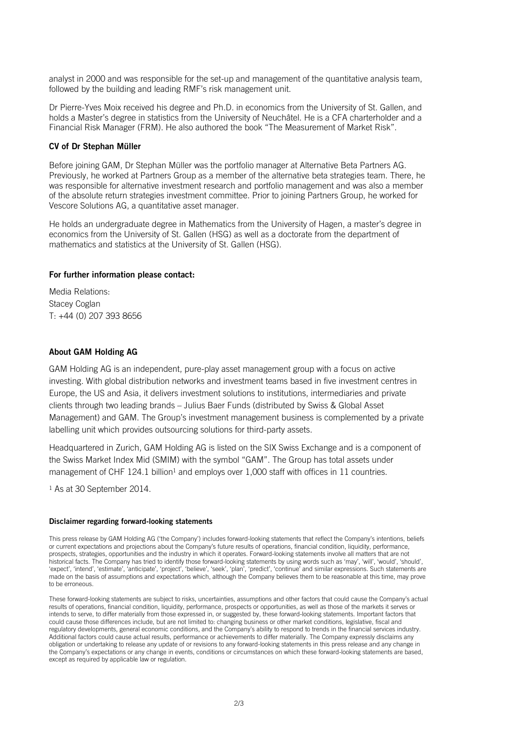analyst in 2000 and was responsible for the set-up and management of the quantitative analysis team, followed by the building and leading RMF's risk management unit.

Dr Pierre-Yves Moix received his degree and Ph.D. in economics from the University of St. Gallen, and holds a Master's degree in statistics from the University of Neuchâtel. He is a CFA charterholder and a Financial Risk Manager (FRM). He also authored the book "The Measurement of Market Risk".

**CV of Dr Stephan Müller**

Before joining GAM, Dr Stephan Müller was the portfolio manager at Alternative Beta Partners AG. Previously, he worked at Partners Group as a member of the alternative beta strategies team. There, he was responsible for alternative investment research and portfolio management and was also a member of the absolute return strategies investment committee. Prior to joining Partners Group, he worked for Vescore Solutions AG, a quantitative asset manager.

He holds an undergraduate degree in Mathematics from the University of Hagen, a master's degree in economics from the University of St. Gallen (HSG) as well as a doctorate from the department of mathematics and statistics at the University of St. Gallen (HSG).

**For further information please contact:**

Media Relations:
Stacey Coglan
T: +44 (0) 207 393 8656

**About GAM Holding AG**

GAM Holding AG is an independent, pure-play asset management group with a focus on active investing. With global distribution networks and investment teams based in five investment centres in Europe, the US and Asia, it delivers investment solutions to institutions, intermediaries and private clients through two leading brands – Julius Baer Funds (distributed by Swiss & Global Asset Management) and GAM. The Group's investment management business is complemented by a private labelling unit which provides outsourcing solutions for third-party assets.

Headquartered in Zurich, GAM Holding AG is listed on the SIX Swiss Exchange and is a component of the Swiss Market Index Mid (SMIM) with the symbol "GAM". The Group has total assets under management of CHF 124.1 billion[1] and employs over 1,000 staff with offices in 11 countries.

[1] As at 30 September 2014.

**Disclaimer regarding forward-looking statements**

This press release by GAM Holding AG ('the Company') includes forward-looking statements that reflect the Company's intentions, beliefs or current expectations and projections about the Company's future results of operations, financial condition, liquidity, performance, prospects, strategies, opportunities and the industry in which it operates. Forward-looking statements involve all matters that are not historical facts. The Company has tried to identify those forward-looking statements by using words such as 'may', 'will', 'would', 'should', 'expect', 'intend', 'estimate', 'anticipate', 'project', 'believe', 'seek', 'plan', 'predict', 'continue' and similar expressions. Such statements are made on the basis of assumptions and expectations which, although the Company believes them to be reasonable at this time, may prove to be erroneous.

These forward-looking statements are subject to risks, uncertainties, assumptions and other factors that could cause the Company's actual results of operations, financial condition, liquidity, performance, prospects or opportunities, as well as those of the markets it serves or intends to serve, to differ materially from those expressed in, or suggested by, these forward-looking statements. Important factors that could cause those differences include, but are not limited to: changing business or other market conditions, legislative, fiscal and regulatory developments, general economic conditions, and the Company's ability to respond to trends in the financial services industry. Additional factors could cause actual results, performance or achievements to differ materially. The Company expressly disclaims any obligation or undertaking to release any update of or revisions to any forward-looking statements in this press release and any change in the Company's expectations or any change in events, conditions or circumstances on which these forward-looking statements are based, except as required by applicable law or regulation.